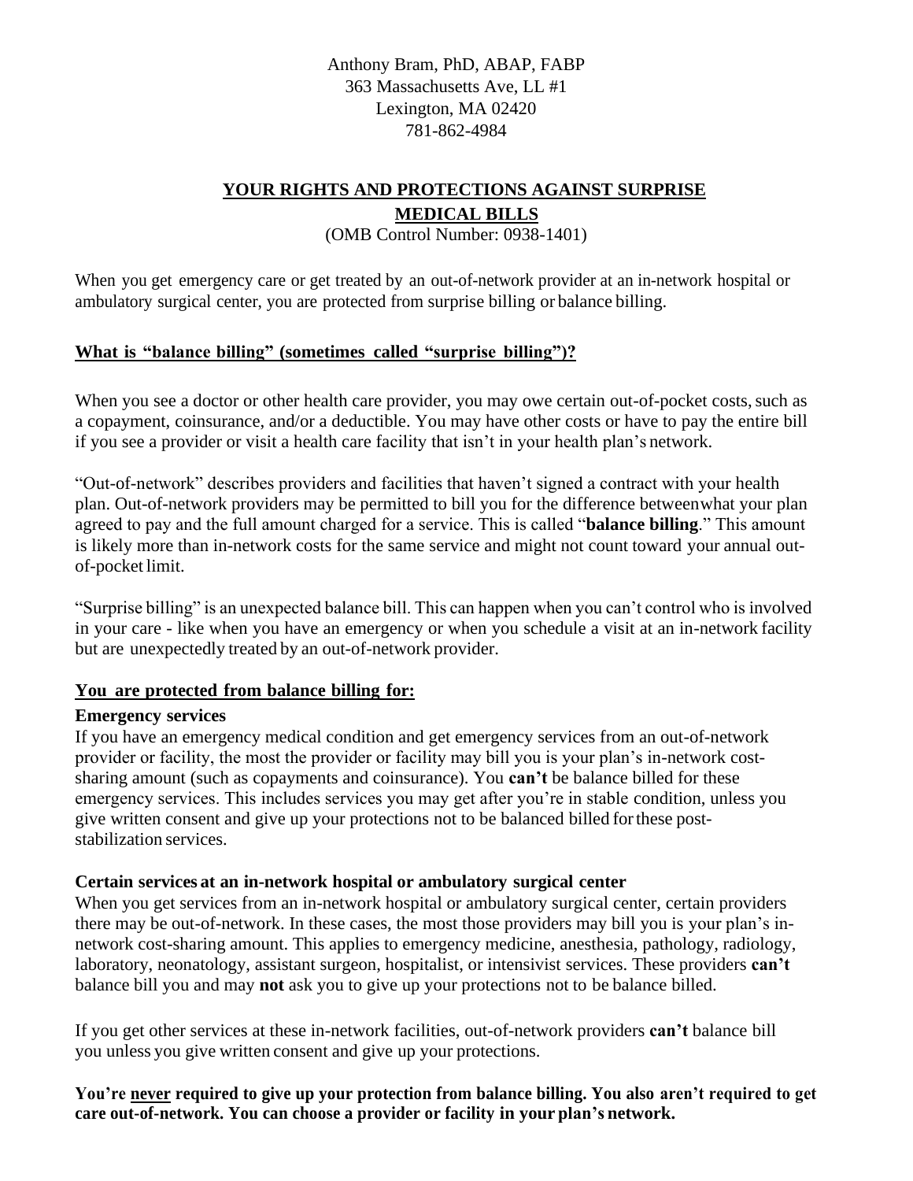Anthony Bram, PhD, ABAP, FABP
363 Massachusetts Ave, LL #1
Lexington, MA 02420
781-862-4984

# YOUR RIGHTS AND PROTECTIONS AGAINST SURPRISE MEDICAL BILLS

(OMB Control Number: 0938-1401)

When you get emergency care or get treated by an out-of-network provider at an in-network hospital or ambulatory surgical center, you are protected from surprise billing or balance billing.

## What is "balance billing" (sometimes called "surprise billing")?

When you see a doctor or other health care provider, you may owe certain out-of-pocket costs, such as a copayment, coinsurance, and/or a deductible. You may have other costs or have to pay the entire bill if you see a provider or visit a health care facility that isn't in your health plan's network.

"Out-of-network" describes providers and facilities that haven't signed a contract with your health plan. Out-of-network providers may be permitted to bill you for the difference between what your plan agreed to pay and the full amount charged for a service. This is called "**balance billing**." This amount is likely more than in-network costs for the same service and might not count toward your annual out-of-pocket limit.

"Surprise billing" is an unexpected balance bill. This can happen when you can't control who is involved in your care - like when you have an emergency or when you schedule a visit at an in-network facility but are unexpectedly treated by an out-of-network provider.

## You are protected from balance billing for:

### Emergency services

If you have an emergency medical condition and get emergency services from an out-of-network provider or facility, the most the provider or facility may bill you is your plan's in-network cost-sharing amount (such as copayments and coinsurance). You **can't** be balance billed for these emergency services. This includes services you may get after you're in stable condition, unless you give written consent and give up your protections not to be balanced billed for these post-stabilization services.

### Certain services at an in-network hospital or ambulatory surgical center

When you get services from an in-network hospital or ambulatory surgical center, certain providers there may be out-of-network. In these cases, the most those providers may bill you is your plan's in-network cost-sharing amount. This applies to emergency medicine, anesthesia, pathology, radiology, laboratory, neonatology, assistant surgeon, hospitalist, or intensivist services. These providers **can't** balance bill you and may **not** ask you to give up your protections not to be balance billed.

If you get other services at these in-network facilities, out-of-network providers **can't** balance bill you unless you give written consent and give up your protections.

**You're never required to give up your protection from balance billing. You also aren't required to get care out-of-network. You can choose a provider or facility in your plan's network.**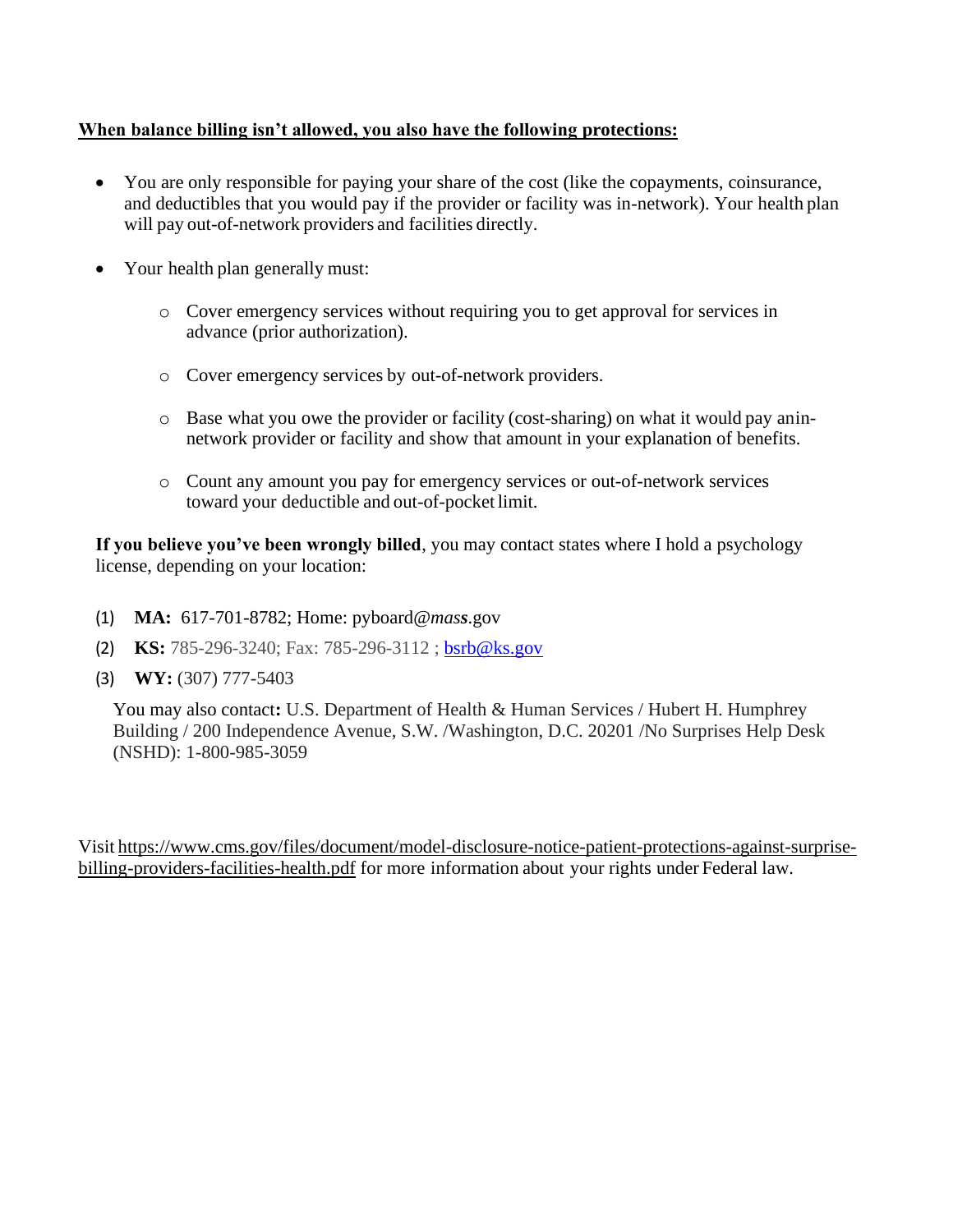**<u>When balance billing isn't allowed, you also have the following protections:</u>**

- You are only responsible for paying your share of the cost (like the copayments, coinsurance, and deductibles that you would pay if the provider or facility was in-network). Your health plan will pay out-of-network providers and facilities directly.

- Your health plan generally must:

  - Cover emergency services without requiring you to get approval for services in advance (prior authorization).

  - Cover emergency services by out-of-network providers.

  - Base what you owe the provider or facility (cost-sharing) on what it would pay anin-network provider or facility and show that amount in your explanation of benefits.

  - Count any amount you pay for emergency services or out-of-network services toward your deductible and out-of-pocket limit.

**If you believe you've been wrongly billed**, you may contact states where I hold a psychology license, depending on your location:

(1) **MA:** 617-701-8782; Home: pyboard@*mass*.gov

(2) **KS:** 785-296-3240; Fax: 785-296-3112 ; bsrb@ks.gov

(3) **WY:** (307) 777-5403

You may also contact**:** U.S. Department of Health & Human Services / Hubert H. Humphrey Building / 200 Independence Avenue, S.W. /Washington, D.C. 20201 /No Surprises Help Desk (NSHD): 1-800-985-3059

Visit https://www.cms.gov/files/document/model-disclosure-notice-patient-protections-against-surprise-billing-providers-facilities-health.pdf for more information about your rights under Federal law.